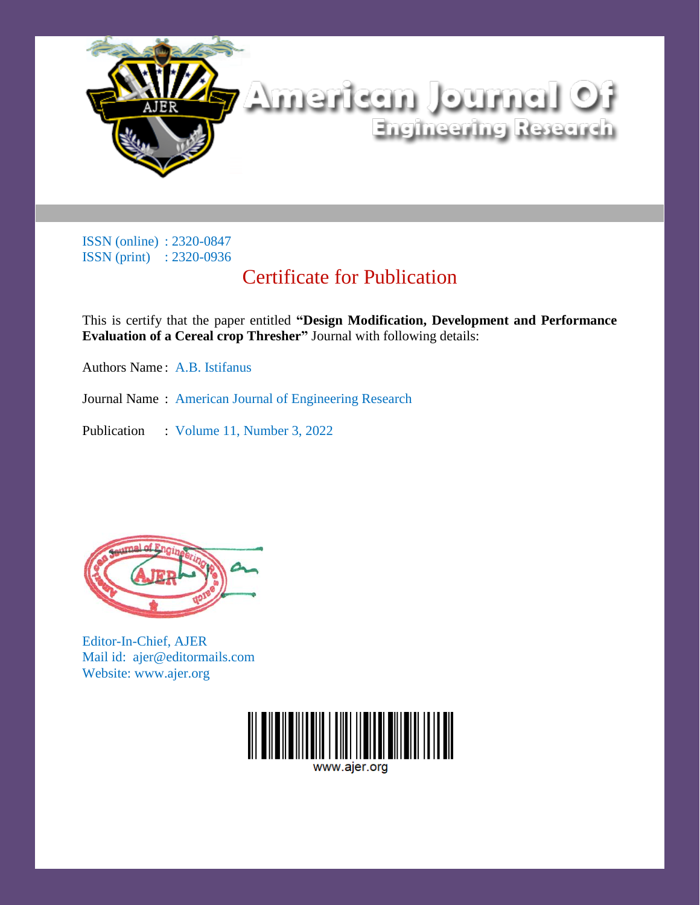# American Journal Of Engineering Research

ISSN (online) : 2320-0847
ISSN (print) : 2320-0936

## Certificate for Publication

This is certify that the paper entitled **"Design Modification, Development and Performance Evaluation of a Cereal crop Thresher"** Journal with following details:

Authors Name : A.B. Istifanus

Journal Name : American Journal of Engineering Research

Publication : Volume 11, Number 3, 2022

Editor-In-Chief, AJER
Mail id: ajer@editormails.com
Website: www.ajer.org

www.ajer.org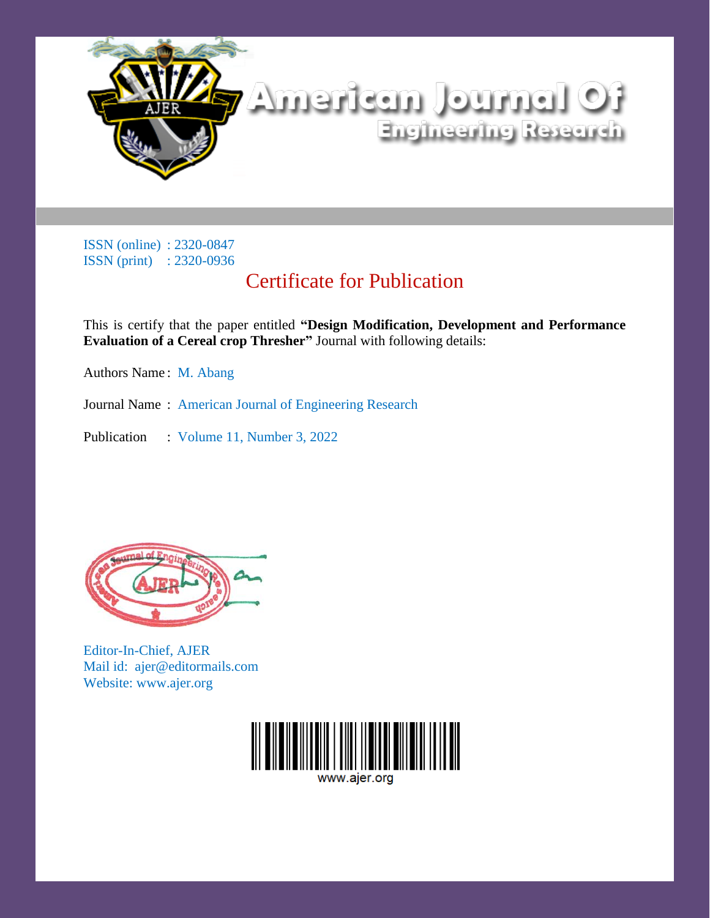# American Journal Of Engineering Research

ISSN (online) : 2320-0847
ISSN (print) : 2320-0936

## Certificate for Publication

This is certify that the paper entitled **"Design Modification, Development and Performance Evaluation of a Cereal crop Thresher"** Journal with following details:

Authors Name : M. Abang

Journal Name : American Journal of Engineering Research

Publication : Volume 11, Number 3, 2022

Editor-In-Chief, AJER
Mail id: ajer@editormails.com
Website: www.ajer.org

www.ajer.org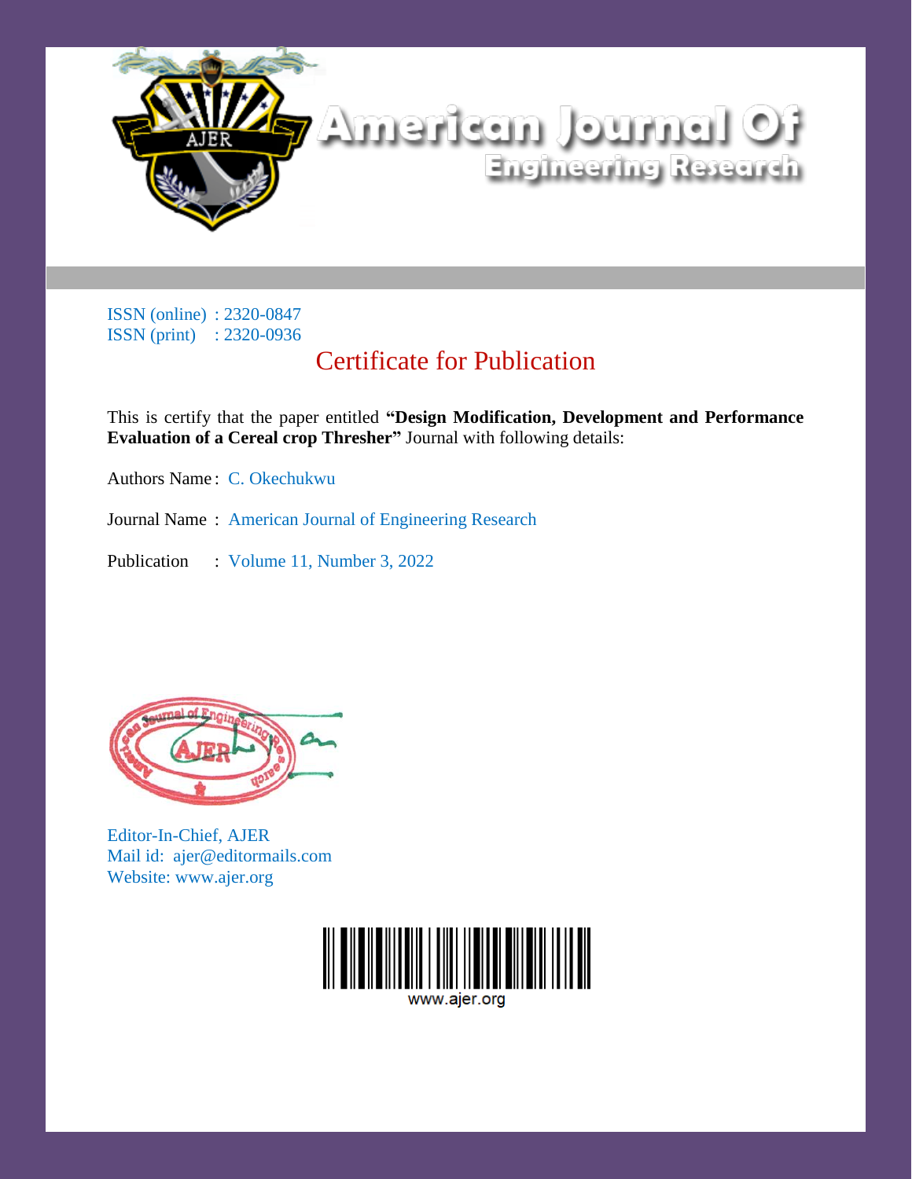# American Journal Of Engineering Research

ISSN (online) : 2320-0847
ISSN (print) : 2320-0936

## Certificate for Publication

This is certify that the paper entitled **"Design Modification, Development and Performance Evaluation of a Cereal crop Thresher"** Journal with following details:

Authors Name : C. Okechukwu

Journal Name : American Journal of Engineering Research

Publication : Volume 11, Number 3, 2022

Editor-In-Chief, AJER
Mail id: ajer@editormails.com
Website: www.ajer.org

www.ajer.org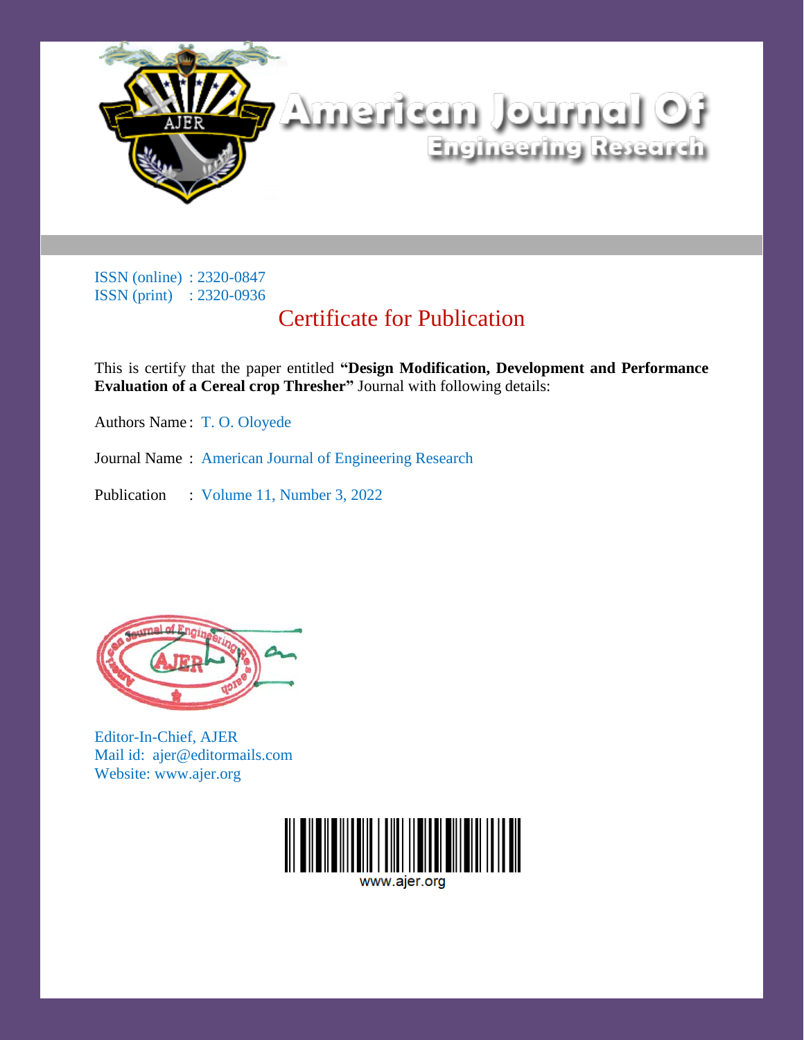# American Journal Of Engineering Research

ISSN (online) : 2320-0847
ISSN (print) : 2320-0936

## Certificate for Publication

This is certify that the paper entitled **"Design Modification, Development and Performance Evaluation of a Cereal crop Thresher"** Journal with following details:

Authors Name : T. O. Oloyede

Journal Name : American Journal of Engineering Research

Publication : Volume 11, Number 3, 2022

Editor-In-Chief, AJER
Mail id: ajer@editormails.com
Website: www.ajer.org

www.ajer.org